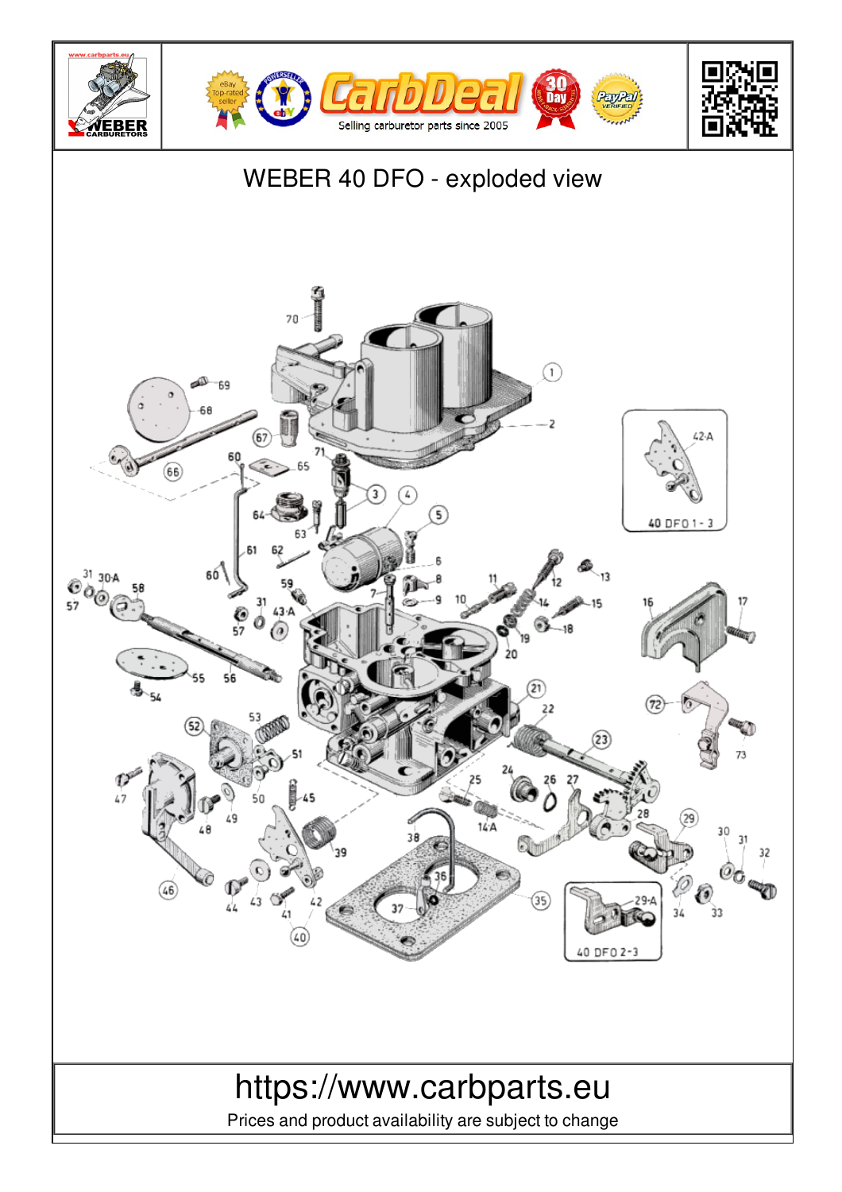# WEBER 40 DFO - exploded view

https://www.carbparts.eu

Prices and product availability are subject to change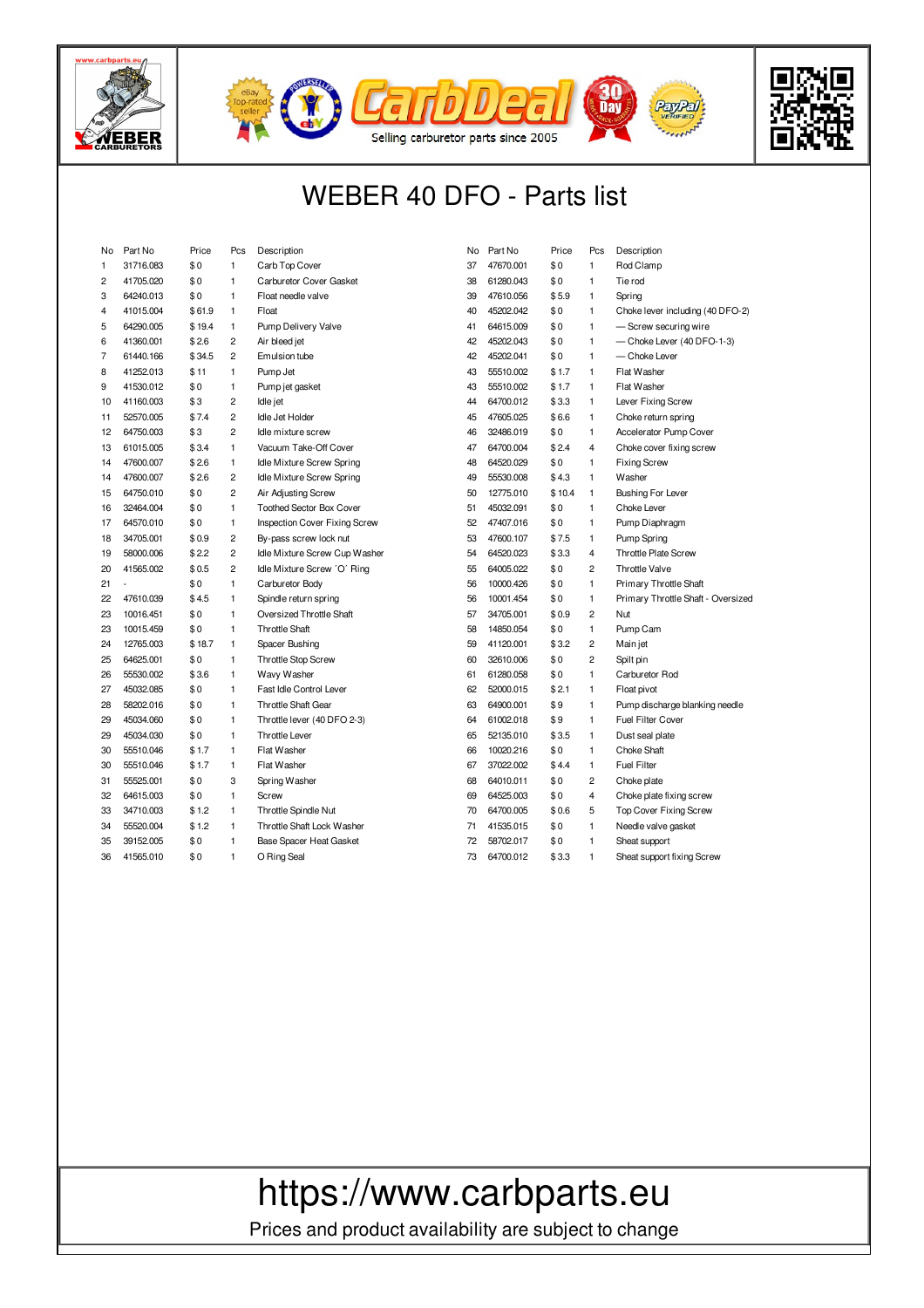www.carbparts.eu

WEBER CARBURETORS

eBay Top-rated seller

POWERSELLER

CarbDeal

Selling carburetor parts since 2005

30 Day MONEY BACK GUARANTEE

PayPal VERIFIED

# WEBER 40 DFO - Parts list

| No | Part No | Price | Pcs | Description |
|---|---|---|---|---|
| 1 | 31716.083 | $ 0 | 1 | Carb Top Cover |
| 2 | 41705.020 | $ 0 | 1 | Carburetor Cover Gasket |
| 3 | 64240.013 | $ 0 | 1 | Float needle valve |
| 4 | 41015.004 | $ 61.9 | 1 | Float |
| 5 | 64290.005 | $ 19.4 | 1 | Pump Delivery Valve |
| 6 | 41360.001 | $ 2.6 | 2 | Air bleed jet |
| 7 | 61440.166 | $ 34.5 | 2 | Emulsion tube |
| 8 | 41252.013 | $ 11 | 1 | Pump Jet |
| 9 | 41530.012 | $ 0 | 1 | Pump jet gasket |
| 10 | 41160.003 | $ 3 | 2 | Idle jet |
| 11 | 52570.005 | $ 7.4 | 2 | Idle Jet Holder |
| 12 | 64750.003 | $ 3 | 2 | Idle mixture screw |
| 13 | 61015.005 | $ 3.4 | 1 | Vacuum Take-Off Cover |
| 14 | 47600.007 | $ 2.6 | 1 | Idle Mixture Screw Spring |
| 14 | 47600.007 | $ 2.6 | 2 | Idle Mixture Screw Spring |
| 15 | 64750.010 | $ 0 | 2 | Air Adjusting Screw |
| 16 | 32464.004 | $ 0 | 1 | Toothed Sector Box Cover |
| 17 | 64570.010 | $ 0 | 1 | Inspection Cover Fixing Screw |
| 18 | 34705.001 | $ 0.9 | 2 | By-pass screw lock nut |
| 19 | 58000.006 | $ 2.2 | 2 | Idle Mixture Screw Cup Washer |
| 20 | 41565.002 | $ 0.5 | 2 | Idle Mixture Screw ´O´ Ring |
| 21 | - | $ 0 | 1 | Carburetor Body |
| 22 | 47610.039 | $ 4.5 | 1 | Spindle return spring |
| 23 | 10016.451 | $ 0 | 1 | Oversized Throttle Shaft |
| 23 | 10015.459 | $ 0 | 1 | Throttle Shaft |
| 24 | 12765.003 | $ 18.7 | 1 | Spacer Bushing |
| 25 | 64625.001 | $ 0 | 1 | Throttle Stop Screw |
| 26 | 55530.002 | $ 3.6 | 1 | Wavy Washer |
| 27 | 45032.085 | $ 0 | 1 | Fast Idle Control Lever |
| 28 | 58202.016 | $ 0 | 1 | Throttle Shaft Gear |
| 29 | 45034.060 | $ 0 | 1 | Throttle lever (40 DFO 2-3) |
| 29 | 45034.030 | $ 0 | 1 | Throttle Lever |
| 30 | 55510.046 | $ 1.7 | 1 | Flat Washer |
| 30 | 55510.046 | $ 1.7 | 1 | Flat Washer |
| 31 | 55525.001 | $ 0 | 3 | Spring Washer |
| 32 | 64615.003 | $ 0 | 1 | Screw |
| 33 | 34710.003 | $ 1.2 | 1 | Throttle Spindle Nut |
| 34 | 55520.004 | $ 1.2 | 1 | Throttle Shaft Lock Washer |
| 35 | 39152.005 | $ 0 | 1 | Base Spacer Heat Gasket |
| 36 | 41565.010 | $ 0 | 1 | O Ring Seal |
| 37 | 47670.001 | $ 0 | 1 | Rod Clamp |
| 38 | 61280.043 | $ 0 | 1 | Tie rod |
| 39 | 47610.056 | $ 5.9 | 1 | Spring |
| 40 | 45202.042 | $ 0 | 1 | Choke lever including (40 DFO-2) |
| 41 | 64615.009 | $ 0 | 1 | — Screw securing wire |
| 42 | 45202.043 | $ 0 | 1 | — Choke Lever (40 DFO-1-3) |
| 42 | 45202.041 | $ 0 | 1 | — Choke Lever |
| 43 | 55510.002 | $ 1.7 | 1 | Flat Washer |
| 43 | 55510.002 | $ 1.7 | 1 | Flat Washer |
| 44 | 64700.012 | $ 3.3 | 1 | Lever Fixing Screw |
| 45 | 47605.025 | $ 6.6 | 1 | Choke return spring |
| 46 | 32486.019 | $ 0 | 1 | Accelerator Pump Cover |
| 47 | 64700.004 | $ 2.4 | 4 | Choke cover fixing screw |
| 48 | 64520.029 | $ 0 | 1 | Fixing Screw |
| 49 | 55530.008 | $ 4.3 | 1 | Washer |
| 50 | 12775.010 | $ 10.4 | 1 | Bushing For Lever |
| 51 | 45032.091 | $ 0 | 1 | Choke Lever |
| 52 | 47407.016 | $ 0 | 1 | Pump Diaphragm |
| 53 | 47600.107 | $ 7.5 | 1 | Pump Spring |
| 54 | 64520.023 | $ 3.3 | 4 | Throttle Plate Screw |
| 55 | 64005.022 | $ 0 | 2 | Throttle Valve |
| 56 | 10000.426 | $ 0 | 1 | Primary Throttle Shaft |
| 56 | 10001.454 | $ 0 | 1 | Primary Throttle Shaft - Oversized |
| 57 | 34705.001 | $ 0.9 | 2 | Nut |
| 58 | 14850.054 | $ 0 | 1 | Pump Cam |
| 59 | 41120.001 | $ 3.2 | 2 | Main jet |
| 60 | 32610.006 | $ 0 | 2 | Spilt pin |
| 61 | 61280.058 | $ 0 | 1 | Carburetor Rod |
| 62 | 52000.015 | $ 2.1 | 1 | Float pivot |
| 63 | 64900.001 | $ 9 | 1 | Pump discharge blanking needle |
| 64 | 61002.018 | $ 9 | 1 | Fuel Filter Cover |
| 65 | 52135.010 | $ 3.5 | 1 | Dust seal plate |
| 66 | 10020.216 | $ 0 | 1 | Choke Shaft |
| 67 | 37022.002 | $ 4.4 | 1 | Fuel Filter |
| 68 | 64010.011 | $ 0 | 2 | Choke plate |
| 69 | 64525.003 | $ 0 | 4 | Choke plate fixing screw |
| 70 | 64700.005 | $ 0.6 | 5 | Top Cover Fixing Screw |
| 71 | 41535.015 | $ 0 | 1 | Needle valve gasket |
| 72 | 58702.017 | $ 0 | 1 | Sheat support |
| 73 | 64700.012 | $ 3.3 | 1 | Sheat support fixing Screw |

https://www.carbparts.eu

Prices and product availability are subject to change